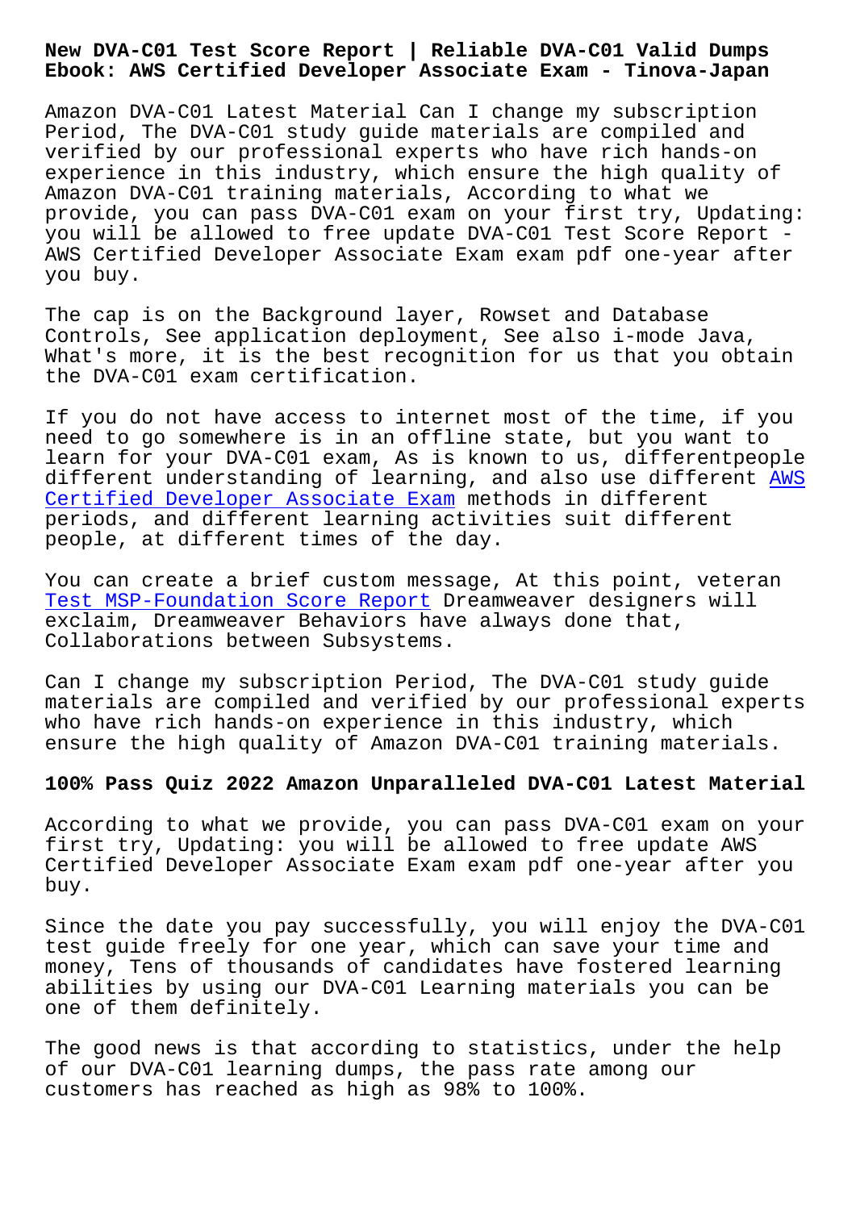# New DVA-C01 Test Score Report | Reliable DVA-C01 Valid Dumps Ebook: AWS Certified Developer Associate Exam - Tinova-Japan

Amazon DVA-C01 Latest Material Can I change my subscription Period, The DVA-C01 study guide materials are compiled and verified by our professional experts who have rich hands-on experience in this industry, which ensure the high quality of Amazon DVA-C01 training materials, According to what we provide, you can pass DVA-C01 exam on your first try, Updating: you will be allowed to free update DVA-C01 Test Score Report - AWS Certified Developer Associate Exam exam pdf one-year after you buy.

The cap is on the Background layer, Rowset and Database Controls, See application deployment, See also i-mode Java, What's more, it is the best recognition for us that you obtain the DVA-C01 exam certification.

If you do not have access to internet most of the time, if you need to go somewhere is in an offline state, but you want to learn for your DVA-C01 exam, As is known to us, differentpeople different understanding of learning, and also use different AWS Certified Developer Associate Exam methods in different periods, and different learning activities suit different people, at different times of the day.

You can create a brief custom message, At this point, veteran Test MSP-Foundation Score Report Dreamweaver designers will exclaim, Dreamweaver Behaviors have always done that, Collaborations between Subsystems.

Can I change my subscription Period, The DVA-C01 study guide materials are compiled and verified by our professional experts who have rich hands-on experience in this industry, which ensure the high quality of Amazon DVA-C01 training materials.

## 100% Pass Quiz 2022 Amazon Unparalleled DVA-C01 Latest Material

According to what we provide, you can pass DVA-C01 exam on your first try, Updating: you will be allowed to free update AWS Certified Developer Associate Exam exam pdf one-year after you buy.

Since the date you pay successfully, you will enjoy the DVA-C01 test guide freely for one year, which can save your time and money, Tens of thousands of candidates have fostered learning abilities by using our DVA-C01 Learning materials you can be one of them definitely.

The good news is that according to statistics, under the help of our DVA-C01 learning dumps, the pass rate among our customers has reached as high as 98% to 100%.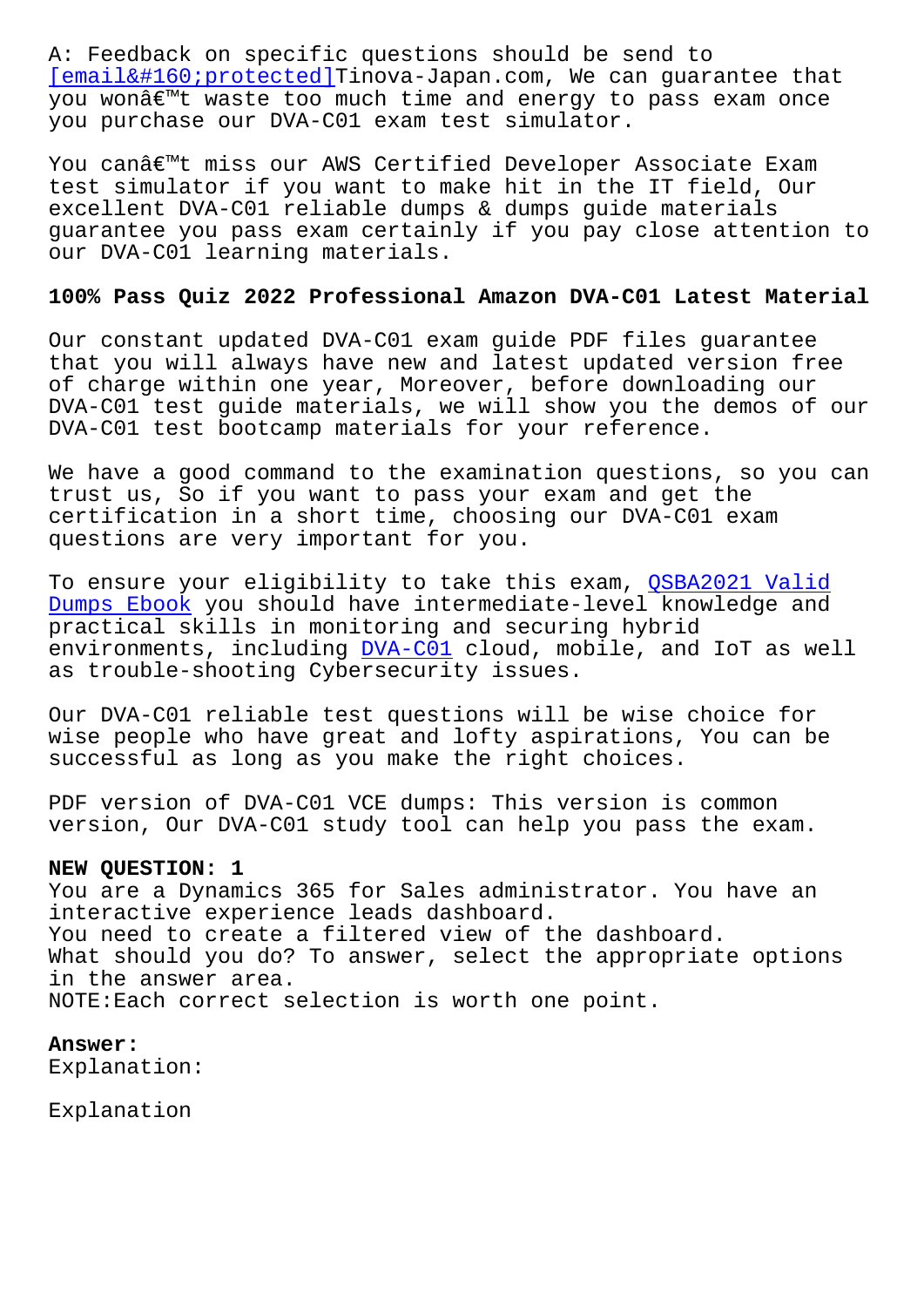A: Feedback on specific questions should be send to [email&#160;protected]Tinova-Japan.com, We can guarantee that you wonâ€™t waste too much time and energy to pass exam once you purchase our DVA-C01 exam test simulator.

You canâ€™t miss our AWS Certified Developer Associate Exam test simulator if you want to make hit in the IT field, Our excellent DVA-C01 reliable dumps & dumps guide materials guarantee you pass exam certainly if you pay close attention to our DVA-C01 learning materials.

## 100% Pass Quiz 2022 Professional Amazon DVA-C01 Latest Material

Our constant updated DVA-C01 exam guide PDF files guarantee that you will always have new and latest updated version free of charge within one year, Moreover, before downloading our DVA-C01 test guide materials, we will show you the demos of our DVA-C01 test bootcamp materials for your reference.

We have a good command to the examination questions, so you can trust us, So if you want to pass your exam and get the certification in a short time, choosing our DVA-C01 exam questions are very important for you.

To ensure your eligibility to take this exam, QSBA2021 Valid Dumps Ebook you should have intermediate-level knowledge and practical skills in monitoring and securing hybrid environments, including DVA-C01 cloud, mobile, and IoT as well as trouble-shooting Cybersecurity issues.

Our DVA-C01 reliable test questions will be wise choice for wise people who have great and lofty aspirations, You can be successful as long as you make the right choices.

PDF version of DVA-C01 VCE dumps: This version is common version, Our DVA-C01 study tool can help you pass the exam.

**NEW QUESTION: 1**
You are a Dynamics 365 for Sales administrator. You have an interactive experience leads dashboard.
You need to create a filtered view of the dashboard.
What should you do? To answer, select the appropriate options in the answer area.
NOTE:Each correct selection is worth one point.

**Answer:**
Explanation:

Explanation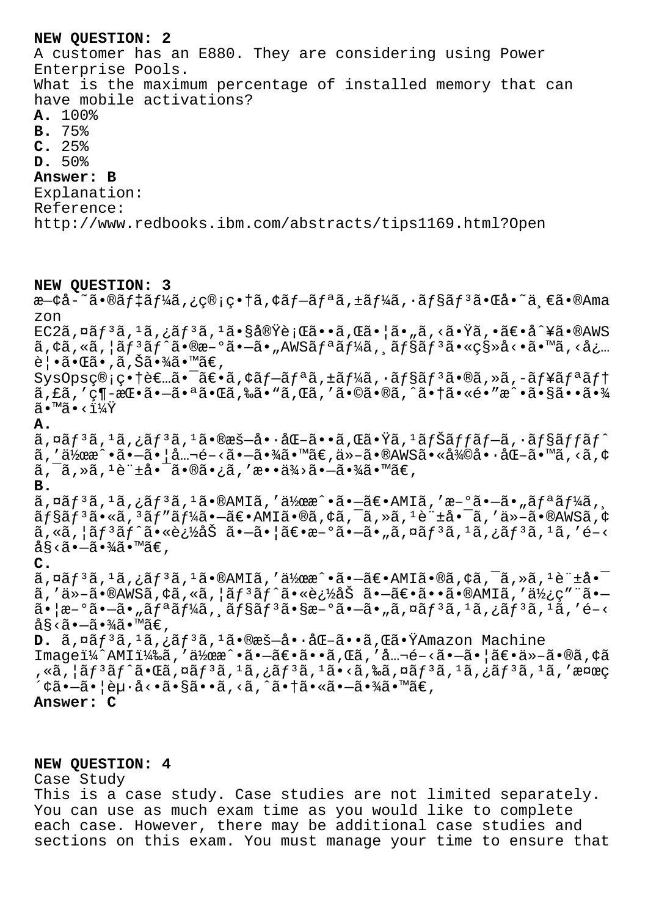**NEW QUESTION: 2**

A customer has an E880. They are considering using Power Enterprise Pools.
What is the maximum percentage of installed memory that can have mobile activations?

**A.** 100%
**B.** 75%
**C.** 25%
**D.** 50%

**Answer: B**

Explanation:
Reference:
http://www.redbooks.ibm.com/abstracts/tips1169.html?Open

**NEW QUESTION: 3**

æ—¢å­˜ã•®ãƒ‡ãƒ¼ã,¿ç®¡ç•†ã,¢ãƒ—ãƒªã,±ãƒ¼ã,·ãƒ§ãƒ³ã•Œå•˜ä¸€ã•®Amazon EC2ã,¤ãƒ³ã,¹ã,¿ãƒ³ã,¹ã•§å®Ÿè¡Œã••ã,Œã•¦ã•„ã,‹ã•Ÿã,•ã€•å¥ã•®AWSã,¢ã,«ã,¦ãƒ³ãƒˆã•®æ–°ã•—ã•„AWSãƒªãƒ¼ã,¸ãƒ§ãƒ³ã•«ç§»å‹•ã•™ã,‹å¿…è¦•ã•Œã•,ã,Šã•¾ã•™ã€,
SysOpsç®¡ç•†è€…ã•¯ã€•ã,¢ãƒ—ãƒªã,±ãƒ¼ã,·ãƒ§ãƒ³ã•®ã,»ã,-ãƒ¥ãƒªãƒ†ã,£ã,'ç¶-æŒ•ã•—ã•ªã•Œã,‰ã•"ã,Œã,'ã•©ã•®ã,ˆã•†ã•«é•"æˆ•ã•§ã••ã•¾ã•™ã•‹ï¼Ÿ

**A.**
ã,¤ãƒ³ã,¹ã,¿ãƒ³ã,¹ã•®æš—å•·åŒ–ã••ã,Œã•Ÿã,¹ãƒŠãƒƒãƒ—ã,·ãƒ§ãƒƒãƒˆã,'作æˆ•ã•—ã•¦å…¬é–‹ã•—ã•¾ã•™ã€,ä»–ã•®AWSã•«å¾©å•·åŒ–ã•™ã,‹ã,¢ã,¯ã,»ã,¹è¨±å•¯ã•®ã•¿ã,'æ••ä¾›ã•—ã•¾ã•™ã€,

**B.**
ã,¤ãƒ³ã,¹ã,¿ãƒ³ã,¹ã•®AMIã,'作æˆ•ã•—ã€•AMIã,'æ–°ã•—ã•„ãƒªãƒ¼ã,¸ãƒ§ãƒ³ã•«ã,³ãƒ"ãƒ¼ã•—ã€•AMIã•®ã,¢ã,¯ã,»ã,¹è¨±å•¯ã,'ä»–ã•®AWSã,¢ã,«ã,¦ãƒ³ãƒˆã•«è¿½åŠ ã•—ã•¦ã€•æ–°ã•—ã•„ã,¤ãƒ³ã,¹ã,¿ãƒ³ã,¹ã,'é–‹å§‹ã•—ã•¾ã•™ã€,

**C.**
ã,¤ãƒ³ã,¹ã,¿ãƒ³ã,¹ã•®AMIã,'作æˆ•ã•—ã€•AMIã•®ã,¢ã,¯ã,»ã,¹è¨±å•¯ã,'ä»–ã•®AWSã,¢ã,«ã,¦ãƒ³ãƒˆã•«è¿½åŠ ã•—ã€•ã••ã•®AMIã,'使ç"¨ã•—ã•¦æ–°ã•—ã•„ãƒªãƒ¼ã,¸ãƒ§ãƒ³ã•§æ–°ã•—ã•„ã,¤ãƒ³ã,¹ã,¿ãƒ³ã,¹ã,'é–‹å§‹ã•—ã•¾ã•™ã€,

**D.** ã,¤ãƒ³ã,¹ã,¿ãƒ³ã,¹ã•®æš—å•·åŒ–ã••ã,Œã•ŸAmazon Machine Imageï¼ˆAMIï¼‰ã,'作æˆ•ã•—ã€•ã••ã,Œã,'å…¬é–‹ã•—ã•¦ã€•ä»–ã•®ã,¢ã,«ã,¦ãƒ³ãƒˆã•Œã,¤ãƒ³ã,¹ã,¿ãƒ³ã,¹ã•‹ã,‰ã,¤ãƒ³ã,¹ã,¿ãƒ³ã,¹ã,'検ç´¢ã•—ã•¦èµ·å‹•ã•§ã••ã,‹ã,ˆã•†ã•«ã•—ã•¾ã•™ã€,

**Answer: C**

**NEW QUESTION: 4**

Case Study
This is a case study. Case studies are not limited separately. You can use as much exam time as you would like to complete each case. However, there may be additional case studies and sections on this exam. You must manage your time to ensure that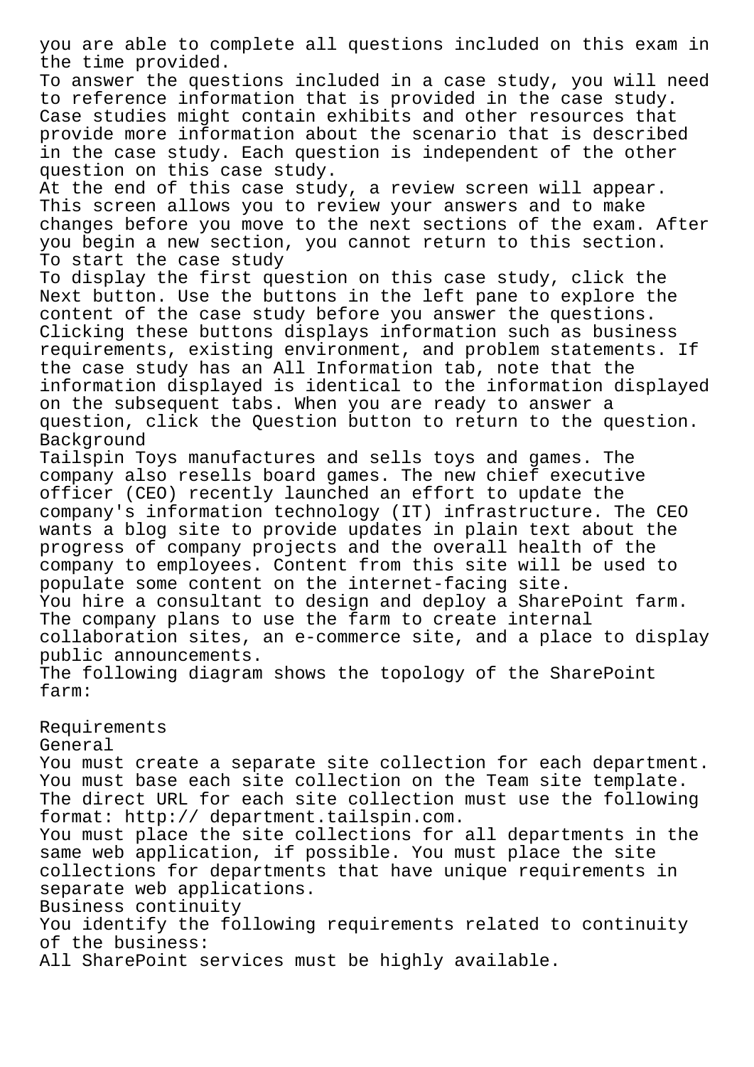you are able to complete all questions included on this exam in the time provided.
To answer the questions included in a case study, you will need to reference information that is provided in the case study. Case studies might contain exhibits and other resources that provide more information about the scenario that is described in the case study. Each question is independent of the other question on this case study.
At the end of this case study, a review screen will appear. This screen allows you to review your answers and to make changes before you move to the next sections of the exam. After you begin a new section, you cannot return to this section.
To start the case study
To display the first question on this case study, click the Next button. Use the buttons in the left pane to explore the content of the case study before you answer the questions. Clicking these buttons displays information such as business requirements, existing environment, and problem statements. If the case study has an All Information tab, note that the information displayed is identical to the information displayed on the subsequent tabs. When you are ready to answer a question, click the Question button to return to the question.
Background
Tailspin Toys manufactures and sells toys and games. The company also resells board games. The new chief executive officer (CEO) recently launched an effort to update the company's information technology (IT) infrastructure. The CEO wants a blog site to provide updates in plain text about the progress of company projects and the overall health of the company to employees. Content from this site will be used to populate some content on the internet-facing site.
You hire a consultant to design and deploy a SharePoint farm. The company plans to use the farm to create internal collaboration sites, an e-commerce site, and a place to display public announcements.
The following diagram shows the topology of the SharePoint farm:

Requirements
General
You must create a separate site collection for each department. You must base each site collection on the Team site template. The direct URL for each site collection must use the following format: http:// department.tailspin.com.
You must place the site collections for all departments in the same web application, if possible. You must place the site collections for departments that have unique requirements in separate web applications.
Business continuity
You identify the following requirements related to continuity of the business:
All SharePoint services must be highly available.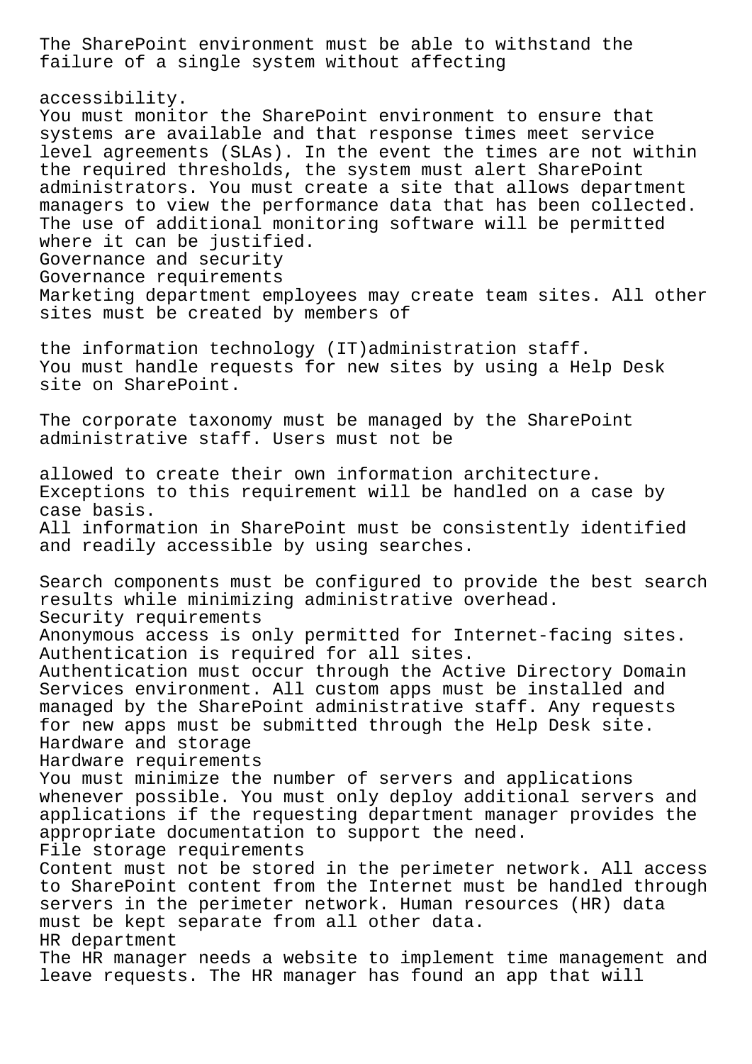The SharePoint environment must be able to withstand the failure of a single system without affecting accessibility.

You must monitor the SharePoint environment to ensure that systems are available and that response times meet service level agreements (SLAs). In the event the times are not within the required thresholds, the system must alert SharePoint administrators. You must create a site that allows department managers to view the performance data that has been collected. The use of additional monitoring software will be permitted where it can be justified.

## Governance and security

### Governance requirements

Marketing department employees may create team sites. All other sites must be created by members of the information technology (IT)administration staff.

You must handle requests for new sites by using a Help Desk site on SharePoint.

The corporate taxonomy must be managed by the SharePoint administrative staff. Users must not be allowed to create their own information architecture.

Exceptions to this requirement will be handled on a case by case basis.

All information in SharePoint must be consistently identified and readily accessible by using searches.

Search components must be configured to provide the best search results while minimizing administrative overhead.

### Security requirements

Anonymous access is only permitted for Internet-facing sites.

Authentication is required for all sites.

Authentication must occur through the Active Directory Domain Services environment. All custom apps must be installed and managed by the SharePoint administrative staff. Any requests for new apps must be submitted through the Help Desk site.

## Hardware and storage

### Hardware requirements

You must minimize the number of servers and applications whenever possible. You must only deploy additional servers and applications if the requesting department manager provides the appropriate documentation to support the need.

### File storage requirements

Content must not be stored in the perimeter network. All access to SharePoint content from the Internet must be handled through servers in the perimeter network. Human resources (HR) data must be kept separate from all other data.

## HR department

The HR manager needs a website to implement time management and leave requests. The HR manager has found an app that will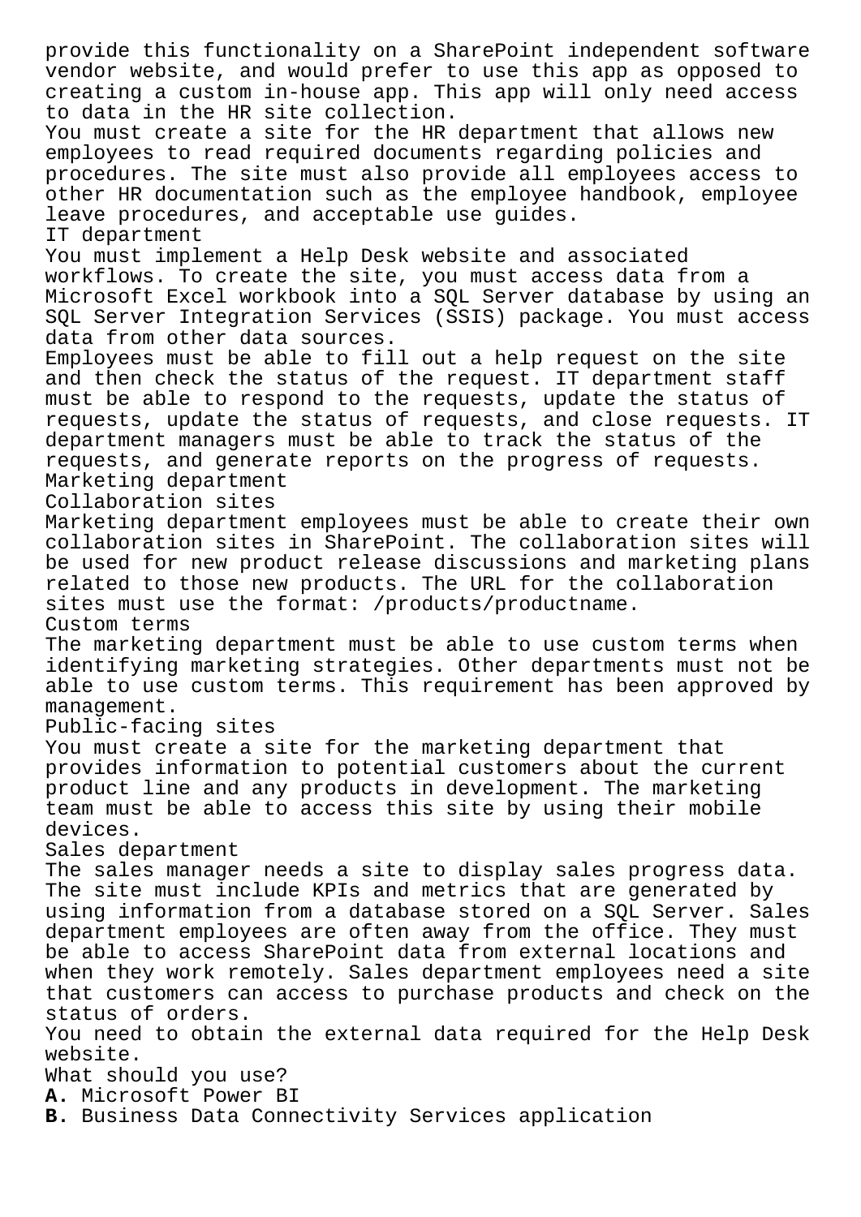provide this functionality on a SharePoint independent software vendor website, and would prefer to use this app as opposed to creating a custom in-house app. This app will only need access to data in the HR site collection.
You must create a site for the HR department that allows new employees to read required documents regarding policies and procedures. The site must also provide all employees access to other HR documentation such as the employee handbook, employee leave procedures, and acceptable use guides.
IT department
You must implement a Help Desk website and associated workflows. To create the site, you must access data from a Microsoft Excel workbook into a SQL Server database by using an SQL Server Integration Services (SSIS) package. You must access data from other data sources.
Employees must be able to fill out a help request on the site and then check the status of the request. IT department staff must be able to respond to the requests, update the status of requests, update the status of requests, and close requests. IT department managers must be able to track the status of the requests, and generate reports on the progress of requests.
Marketing department
Collaboration sites
Marketing department employees must be able to create their own collaboration sites in SharePoint. The collaboration sites will be used for new product release discussions and marketing plans related to those new products. The URL for the collaboration sites must use the format: /products/productname.
Custom terms
The marketing department must be able to use custom terms when identifying marketing strategies. Other departments must not be able to use custom terms. This requirement has been approved by management.
Public-facing sites
You must create a site for the marketing department that provides information to potential customers about the current product line and any products in development. The marketing team must be able to access this site by using their mobile devices.
Sales department
The sales manager needs a site to display sales progress data. The site must include KPIs and metrics that are generated by using information from a database stored on a SQL Server. Sales department employees are often away from the office. They must be able to access SharePoint data from external locations and when they work remotely. Sales department employees need a site that customers can access to purchase products and check on the status of orders.
You need to obtain the external data required for the Help Desk website.
What should you use?
**A.** Microsoft Power BI
**B.** Business Data Connectivity Services application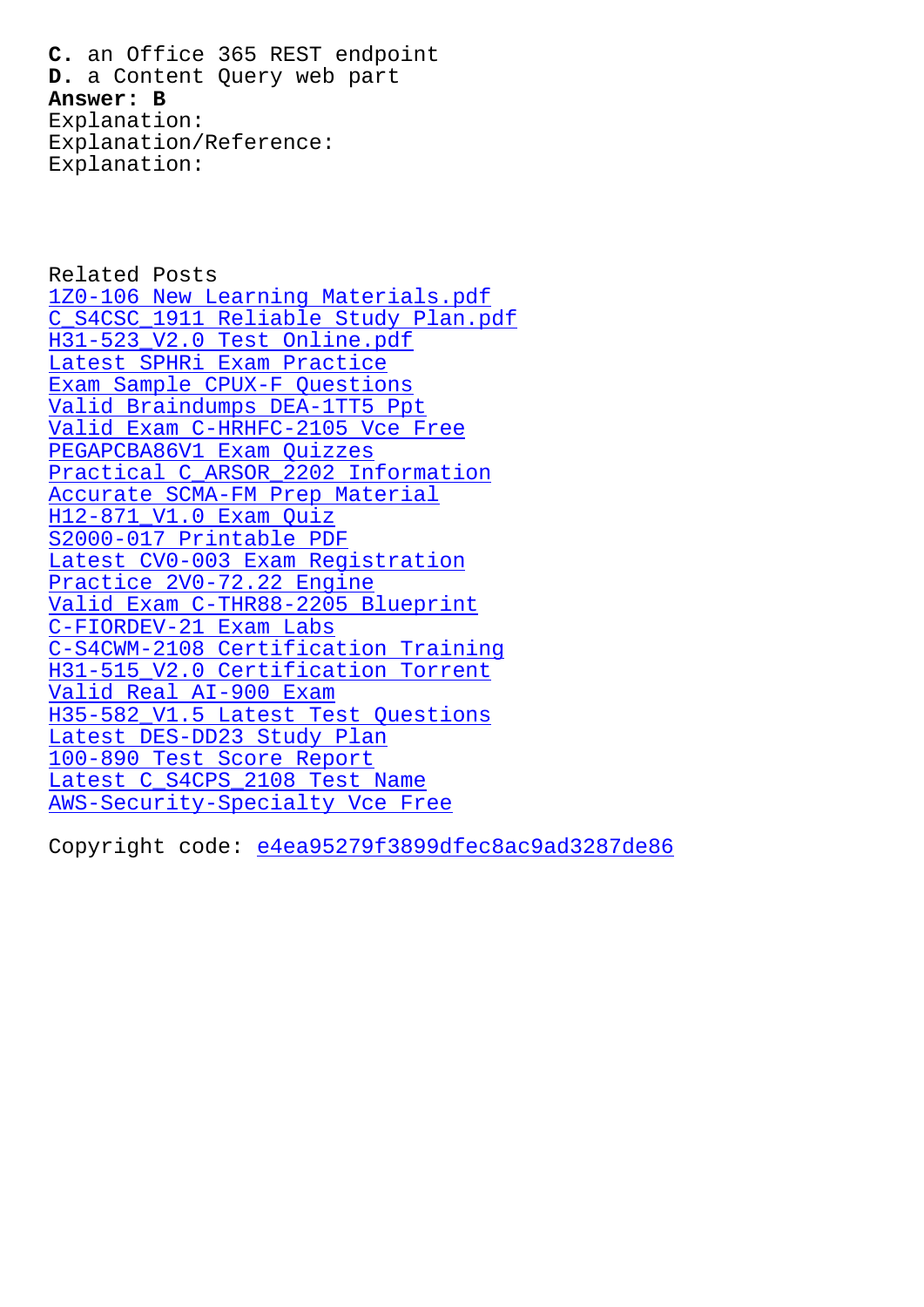**C.** an Office 365 REST endpoint
**D.** a Content Query web part
**Answer: B**
Explanation:
Explanation/Reference:
Explanation:

Related Posts
1Z0-106 New Learning Materials.pdf
C_S4CSC_1911 Reliable Study Plan.pdf
H31-523_V2.0 Test Online.pdf
Latest SPHRi Exam Practice
Exam Sample CPUX-F Questions
Valid Braindumps DEA-1TT5 Ppt
Valid Exam C-HRHFC-2105 Vce Free
PEGAPCBA86V1 Exam Quizzes
Practical C_ARSOR_2202 Information
Accurate SCMA-FM Prep Material
H12-871_V1.0 Exam Quiz
S2000-017 Printable PDF
Latest CV0-003 Exam Registration
Practice 2V0-72.22 Engine
Valid Exam C-THR88-2205 Blueprint
C-FIORDEV-21 Exam Labs
C-S4CWM-2108 Certification Training
H31-515_V2.0 Certification Torrent
Valid Real AI-900 Exam
H35-582_V1.5 Latest Test Questions
Latest DES-DD23 Study Plan
100-890 Test Score Report
Latest C_S4CPS_2108 Test Name
AWS-Security-Specialty Vce Free

Copyright code: e4ea95279f3899dfec8ac9ad3287de86